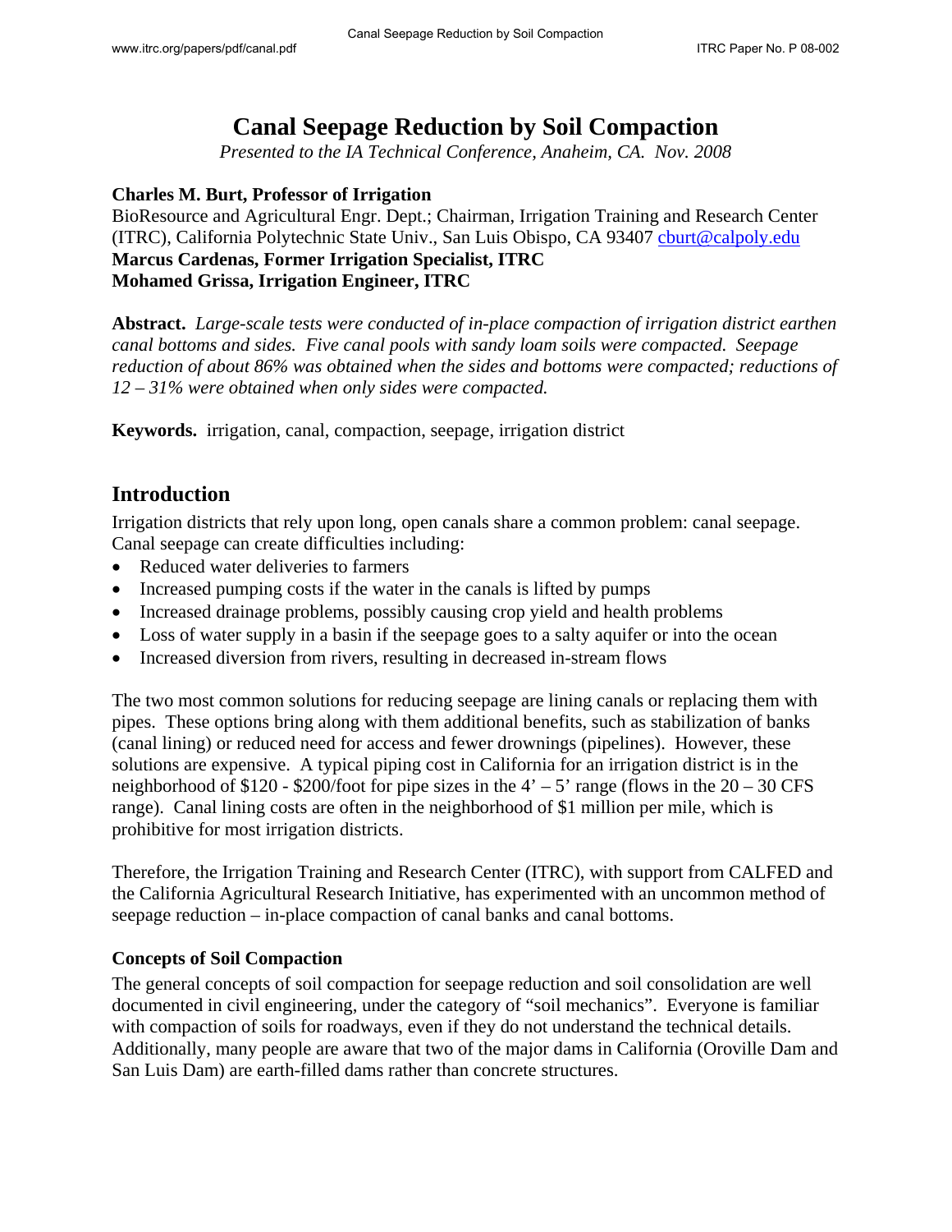# Canal Seepage Reduction by Soil Compaction

*Presented to the IA Technical Conference, Anaheim, CA. Nov. 2008*

**Charles M. Burt, Professor of Irrigation**
BioResource and Agricultural Engr. Dept.; Chairman, Irrigation Training and Research Center (ITRC), California Polytechnic State Univ., San Luis Obispo, CA 93407 cburt@calpoly.edu
**Marcus Cardenas, Former Irrigation Specialist, ITRC**
**Mohamed Grissa, Irrigation Engineer, ITRC**

**Abstract.** *Large-scale tests were conducted of in-place compaction of irrigation district earthen canal bottoms and sides. Five canal pools with sandy loam soils were compacted. Seepage reduction of about 86% was obtained when the sides and bottoms were compacted; reductions of 12 – 31% were obtained when only sides were compacted.*

**Keywords.** irrigation, canal, compaction, seepage, irrigation district

## Introduction

Irrigation districts that rely upon long, open canals share a common problem: canal seepage. Canal seepage can create difficulties including:

- Reduced water deliveries to farmers
- Increased pumping costs if the water in the canals is lifted by pumps
- Increased drainage problems, possibly causing crop yield and health problems
- Loss of water supply in a basin if the seepage goes to a salty aquifer or into the ocean
- Increased diversion from rivers, resulting in decreased in-stream flows

The two most common solutions for reducing seepage are lining canals or replacing them with pipes. These options bring along with them additional benefits, such as stabilization of banks (canal lining) or reduced need for access and fewer drownings (pipelines). However, these solutions are expensive. A typical piping cost in California for an irrigation district is in the neighborhood of $120 - $200/foot for pipe sizes in the 4' – 5' range (flows in the 20 – 30 CFS range). Canal lining costs are often in the neighborhood of $1 million per mile, which is prohibitive for most irrigation districts.

Therefore, the Irrigation Training and Research Center (ITRC), with support from CALFED and the California Agricultural Research Initiative, has experimented with an uncommon method of seepage reduction – in-place compaction of canal banks and canal bottoms.

### Concepts of Soil Compaction

The general concepts of soil compaction for seepage reduction and soil consolidation are well documented in civil engineering, under the category of "soil mechanics". Everyone is familiar with compaction of soils for roadways, even if they do not understand the technical details. Additionally, many people are aware that two of the major dams in California (Oroville Dam and San Luis Dam) are earth-filled dams rather than concrete structures.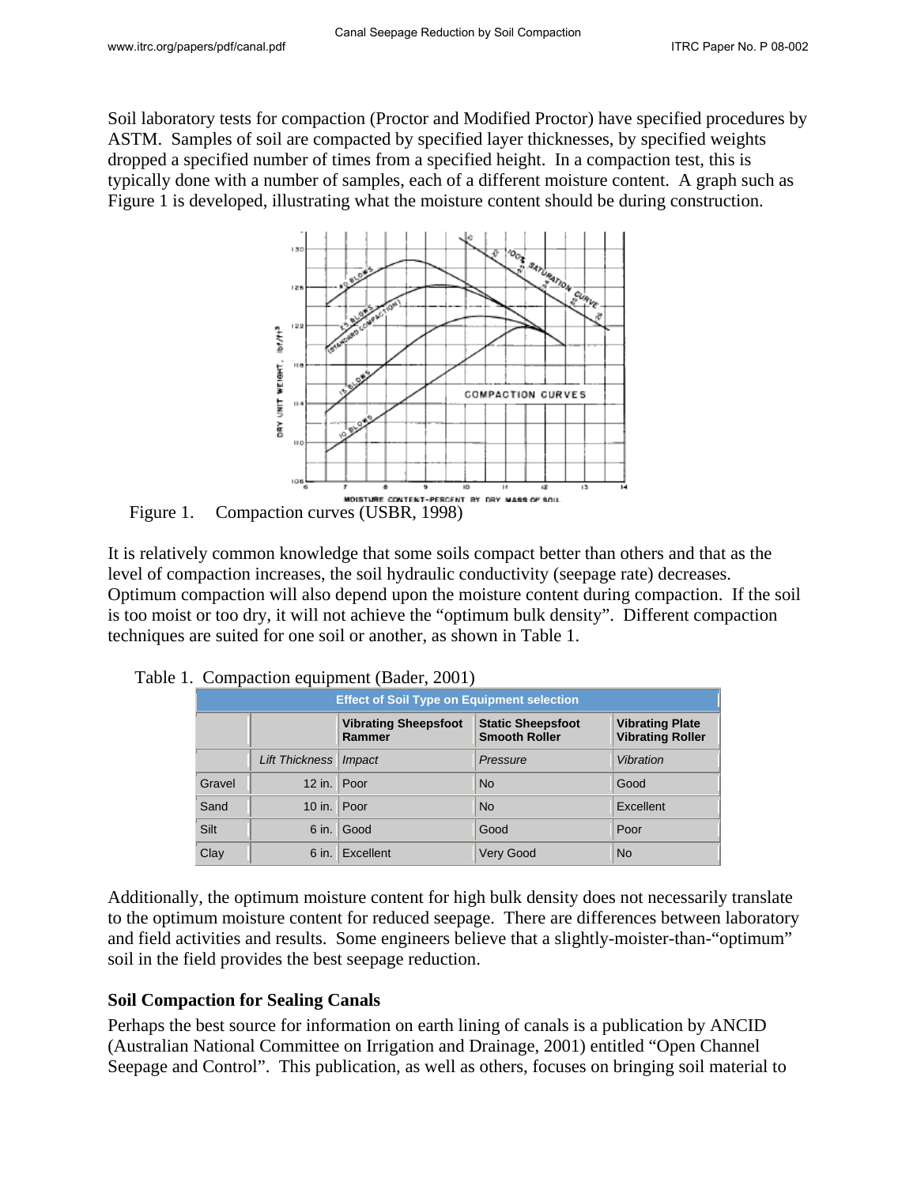Soil laboratory tests for compaction (Proctor and Modified Proctor) have specified procedures by ASTM. Samples of soil are compacted by specified layer thicknesses, by specified weights dropped a specified number of times from a specified height. In a compaction test, this is typically done with a number of samples, each of a different moisture content. A graph such as Figure 1 is developed, illustrating what the moisture content should be during construction.

Figure 1. Compaction curves (USBR, 1998)

It is relatively common knowledge that some soils compact better than others and that as the level of compaction increases, the soil hydraulic conductivity (seepage rate) decreases. Optimum compaction will also depend upon the moisture content during compaction. If the soil is too moist or too dry, it will not achieve the "optimum bulk density". Different compaction techniques are suited for one soil or another, as shown in Table 1.

Table 1. Compaction equipment (Bader, 2001)

| Effect of Soil Type on Equipment selection | | | | |
|---|---|---|---|---|
| | | **Vibrating Sheepsfoot Rammer** | **Static Sheepsfoot Smooth Roller** | **Vibrating Plate Vibrating Roller** |
| | *Lift Thickness* | *Impact* | *Pressure* | *Vibration* |
| Gravel | 12 in. | Poor | No | Good |
| Sand | 10 in. | Poor | No | Excellent |
| Silt | 6 in. | Good | Good | Poor |
| Clay | 6 in. | Excellent | Very Good | No |

Additionally, the optimum moisture content for high bulk density does not necessarily translate to the optimum moisture content for reduced seepage. There are differences between laboratory and field activities and results. Some engineers believe that a slightly-moister-than-"optimum" soil in the field provides the best seepage reduction.

## Soil Compaction for Sealing Canals

Perhaps the best source for information on earth lining of canals is a publication by ANCID (Australian National Committee on Irrigation and Drainage, 2001) entitled "Open Channel Seepage and Control". This publication, as well as others, focuses on bringing soil material to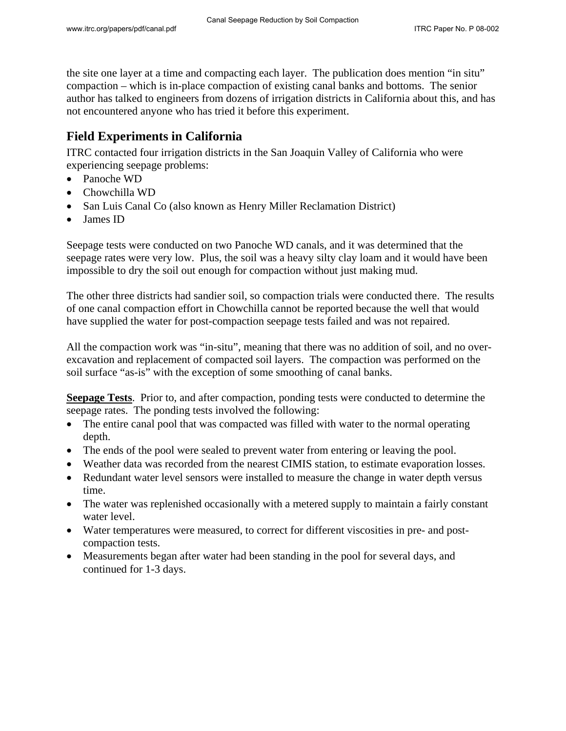the site one layer at a time and compacting each layer. The publication does mention "in situ" compaction – which is in-place compaction of existing canal banks and bottoms. The senior author has talked to engineers from dozens of irrigation districts in California about this, and has not encountered anyone who has tried it before this experiment.

## Field Experiments in California

ITRC contacted four irrigation districts in the San Joaquin Valley of California who were experiencing seepage problems:

- Panoche WD
- Chowchilla WD
- San Luis Canal Co (also known as Henry Miller Reclamation District)
- James ID

Seepage tests were conducted on two Panoche WD canals, and it was determined that the seepage rates were very low. Plus, the soil was a heavy silty clay loam and it would have been impossible to dry the soil out enough for compaction without just making mud.

The other three districts had sandier soil, so compaction trials were conducted there. The results of one canal compaction effort in Chowchilla cannot be reported because the well that would have supplied the water for post-compaction seepage tests failed and was not repaired.

All the compaction work was "in-situ", meaning that there was no addition of soil, and no over-excavation and replacement of compacted soil layers. The compaction was performed on the soil surface "as-is" with the exception of some smoothing of canal banks.

**<u>Seepage Tests</u>**. Prior to, and after compaction, ponding tests were conducted to determine the seepage rates. The ponding tests involved the following:

- The entire canal pool that was compacted was filled with water to the normal operating depth.
- The ends of the pool were sealed to prevent water from entering or leaving the pool.
- Weather data was recorded from the nearest CIMIS station, to estimate evaporation losses.
- Redundant water level sensors were installed to measure the change in water depth versus time.
- The water was replenished occasionally with a metered supply to maintain a fairly constant water level.
- Water temperatures were measured, to correct for different viscosities in pre- and post-compaction tests.
- Measurements began after water had been standing in the pool for several days, and continued for 1-3 days.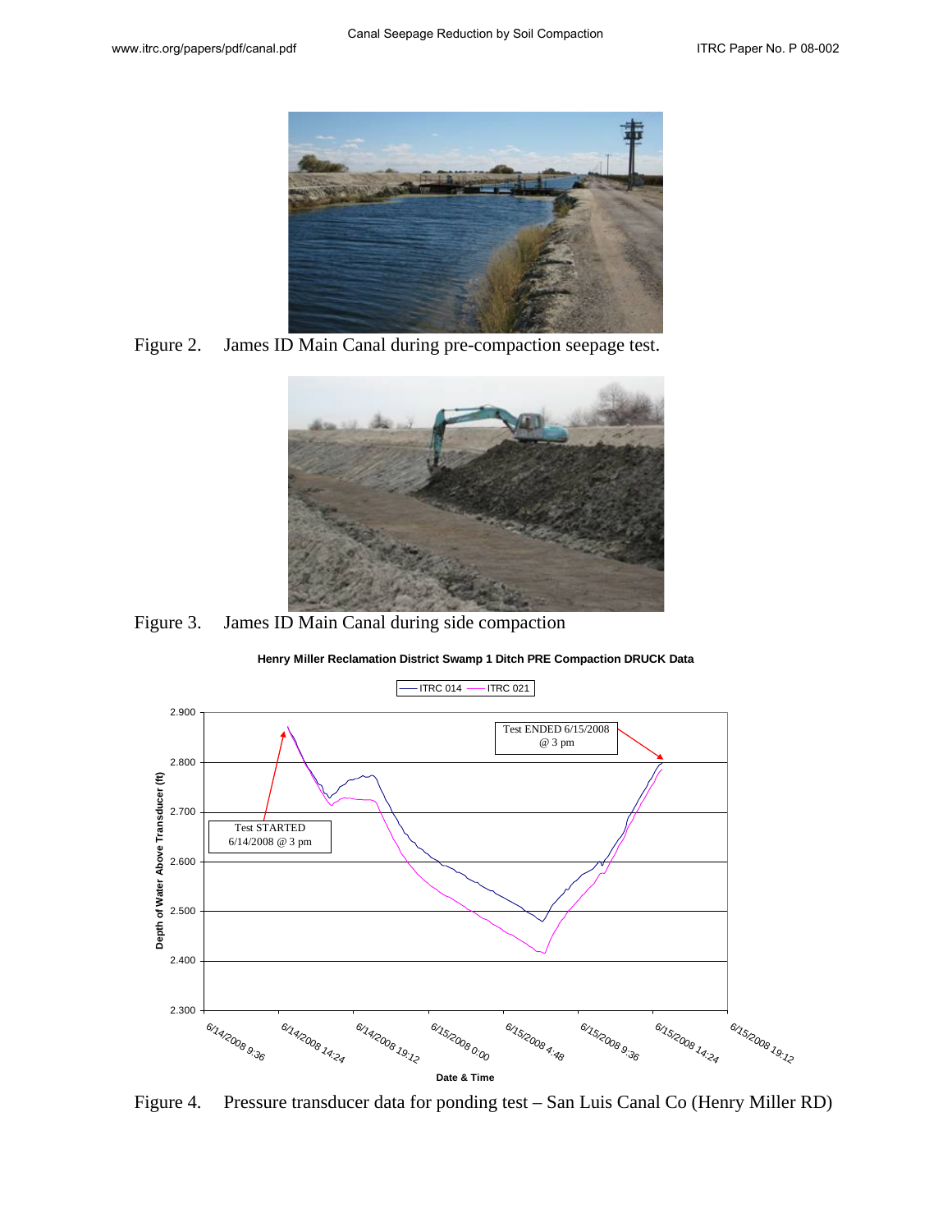Figure 2. James ID Main Canal during pre-compaction seepage test.

Figure 3. James ID Main Canal during side compaction

Figure 4. Pressure transducer data for ponding test – San Luis Canal Co (Henry Miller RD)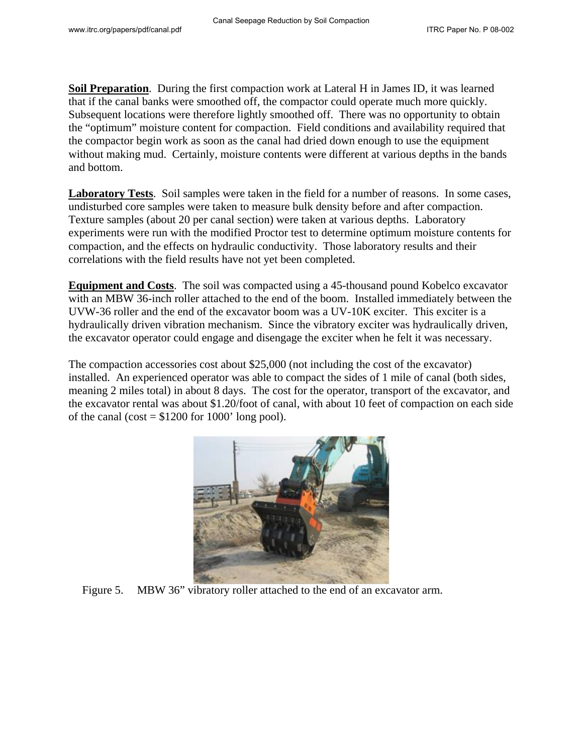**Soil Preparation**. During the first compaction work at Lateral H in James ID, it was learned that if the canal banks were smoothed off, the compactor could operate much more quickly. Subsequent locations were therefore lightly smoothed off. There was no opportunity to obtain the "optimum" moisture content for compaction. Field conditions and availability required that the compactor begin work as soon as the canal had dried down enough to use the equipment without making mud. Certainly, moisture contents were different at various depths in the bands and bottom.

**Laboratory Tests**. Soil samples were taken in the field for a number of reasons. In some cases, undisturbed core samples were taken to measure bulk density before and after compaction. Texture samples (about 20 per canal section) were taken at various depths. Laboratory experiments were run with the modified Proctor test to determine optimum moisture contents for compaction, and the effects on hydraulic conductivity. Those laboratory results and their correlations with the field results have not yet been completed.

**Equipment and Costs**. The soil was compacted using a 45-thousand pound Kobelco excavator with an MBW 36-inch roller attached to the end of the boom. Installed immediately between the UVW-36 roller and the end of the excavator boom was a UV-10K exciter. This exciter is a hydraulically driven vibration mechanism. Since the vibratory exciter was hydraulically driven, the excavator operator could engage and disengage the exciter when he felt it was necessary.

The compaction accessories cost about $25,000 (not including the cost of the excavator) installed. An experienced operator was able to compact the sides of 1 mile of canal (both sides, meaning 2 miles total) in about 8 days. The cost for the operator, transport of the excavator, and the excavator rental was about $1.20/foot of canal, with about 10 feet of compaction on each side of the canal (cost = $1200 for 1000' long pool).

Figure 5. MBW 36" vibratory roller attached to the end of an excavator arm.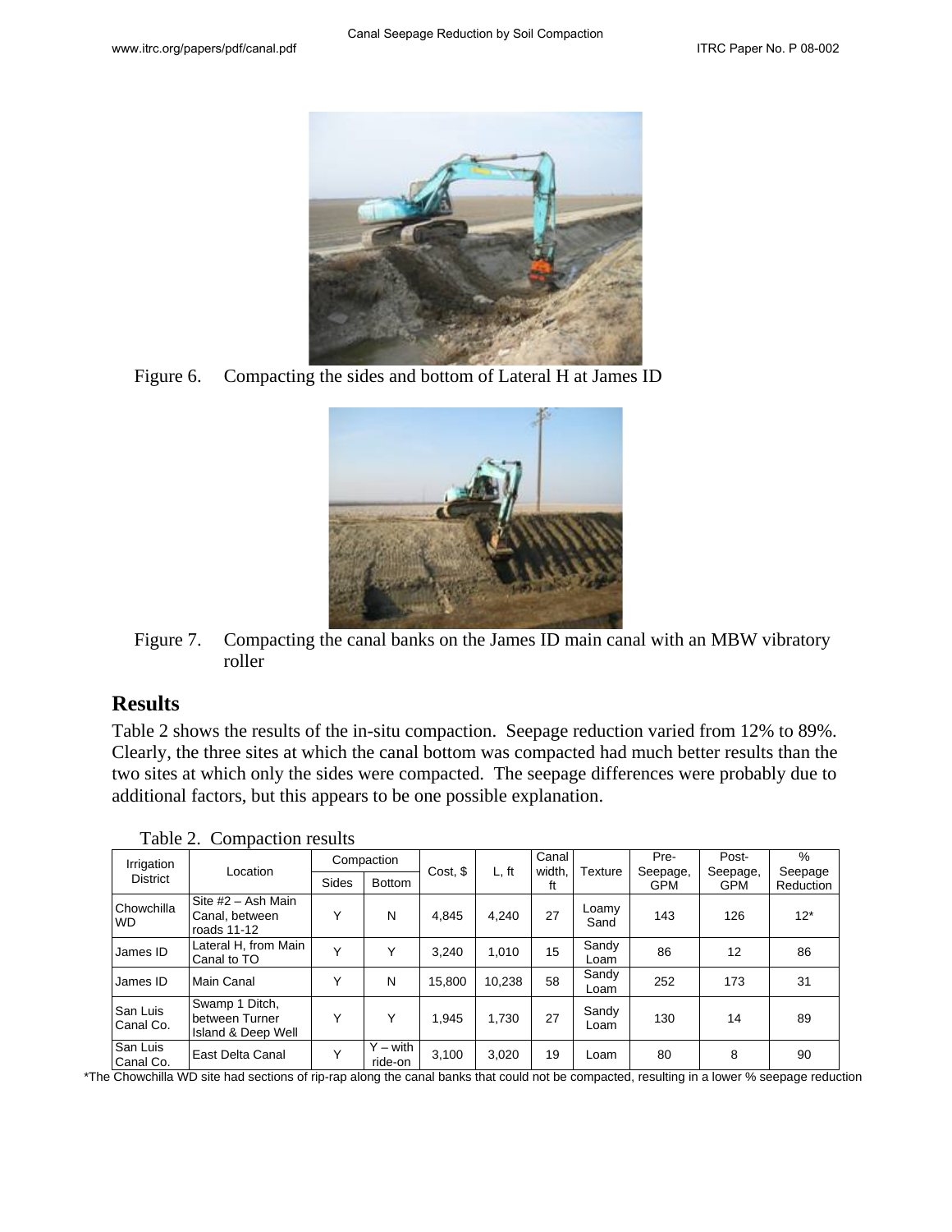Figure 6. Compacting the sides and bottom of Lateral H at James ID

Figure 7. Compacting the canal banks on the James ID main canal with an MBW vibratory roller

## Results

Table 2 shows the results of the in-situ compaction. Seepage reduction varied from 12% to 89%. Clearly, the three sites at which the canal bottom was compacted had much better results than the two sites at which only the sides were compacted. The seepage differences were probably due to additional factors, but this appears to be one possible explanation.

Table 2. Compaction results

| Irrigation District | Location | Compaction | | Cost, $ | L, ft | Canal width, ft | Texture | Pre-Seepage, GPM | Post-Seepage, GPM | % Seepage Reduction |
|---|---|---|---|---|---|---|---|---|---|---|
| | | Sides | Bottom | | | | | | | |
| Chowchilla WD | Site #2 – Ash Main Canal, between roads 11-12 | Y | N | 4,845 | 4,240 | 27 | Loamy Sand | 143 | 126 | 12* |
| James ID | Lateral H, from Main Canal to TO | Y | Y | 3,240 | 1,010 | 15 | Sandy Loam | 86 | 12 | 86 |
| James ID | Main Canal | Y | N | 15,800 | 10,238 | 58 | Sandy Loam | 252 | 173 | 31 |
| San Luis Canal Co. | Swamp 1 Ditch, between Turner Island & Deep Well | Y | Y | 1,945 | 1,730 | 27 | Sandy Loam | 130 | 14 | 89 |
| San Luis Canal Co. | East Delta Canal | Y | Y – with ride-on | 3,100 | 3,020 | 19 | Loam | 80 | 8 | 90 |

*The Chowchilla WD site had sections of rip-rap along the canal banks that could not be compacted, resulting in a lower % seepage reduction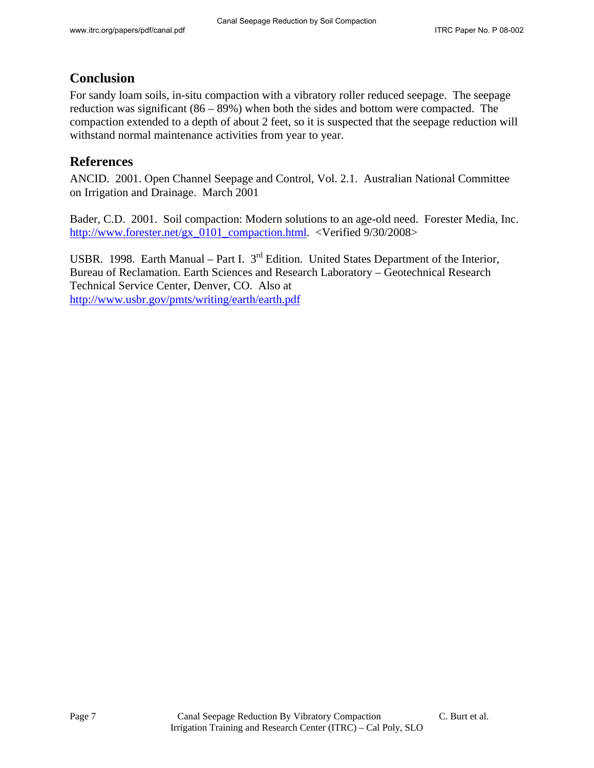## Conclusion

For sandy loam soils, in-situ compaction with a vibratory roller reduced seepage. The seepage reduction was significant (86 – 89%) when both the sides and bottom were compacted. The compaction extended to a depth of about 2 feet, so it is suspected that the seepage reduction will withstand normal maintenance activities from year to year.

## References

ANCID. 2001. Open Channel Seepage and Control, Vol. 2.1. Australian National Committee on Irrigation and Drainage. March 2001

Bader, C.D. 2001. Soil compaction: Modern solutions to an age-old need. Forester Media, Inc. http://www.forester.net/gx_0101_compaction.html. <Verified 9/30/2008>

USBR. 1998. Earth Manual – Part I. 3rd Edition. United States Department of the Interior, Bureau of Reclamation. Earth Sciences and Research Laboratory – Geotechnical Research Technical Service Center, Denver, CO. Also at http://www.usbr.gov/pmts/writing/earth/earth.pdf